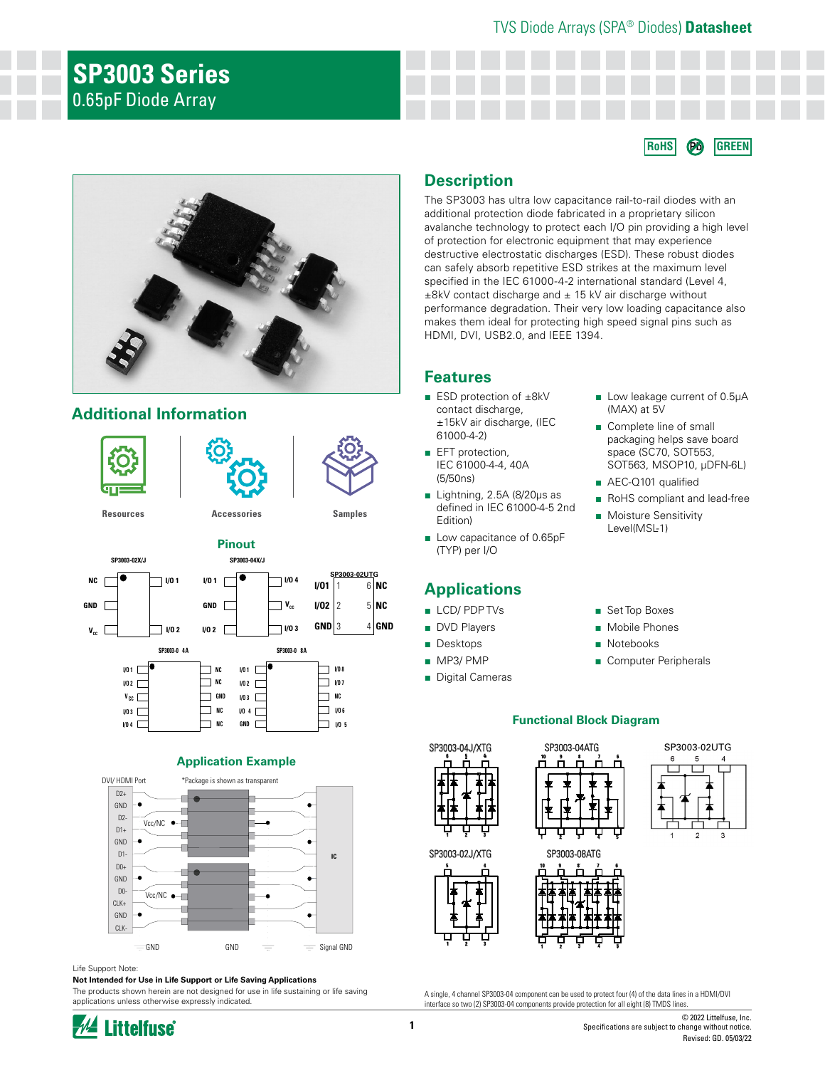TVS Diode Arrays (SPA® Diodes) **Datasheet**

# SP3003 Series

0.65pF Diode Array

RoHS Pb GREEN

## Description

The SP3003 has ultra low capacitance rail-to-rail diodes with an additional protection diode fabricated in a proprietary silicon avalanche technology to protect each I/O pin providing a high level of protection for electronic equipment that may experience destructive electrostatic discharges (ESD). These robust diodes can safely absorb repetitive ESD strikes at the maximum level specified in the IEC 61000-4-2 international standard (Level 4, ±8kV contact discharge and ± 15 kV air discharge without performance degradation. Their very low loading capacitance also makes them ideal for protecting high speed signal pins such as HDMI, DVI, USB2.0, and IEEE 1394.

## Features

- ESD protection of ±8kV contact discharge, ±15kV air discharge, (IEC 61000-4-2)
- EFT protection, IEC 61000-4-4, 40A (5/50ns)
- Lightning, 2.5A (8/20μs as defined in IEC 61000-4-5 2nd Edition)
- Low capacitance of 0.65pF (TYP) per I/O
- Low leakage current of 0.5μA (MAX) at 5V
- Complete line of small packaging helps save board space (SC70, SOT553, SOT563, MSOP10, μDFN-6L)
- AEC-Q101 qualified
- RoHS compliant and lead-free
- Moisture Sensitivity Level(MSL-1)

## Additional Information

Resources | Accessories | Samples

## Pinout

**SP3003-02X/J**

| Left | Right |
|---|---|
| NC | I/O 1 |
| GND | |
| $V_{CC}$ | I/O 2 |

**SP3003-04X/J**

| Left | Right |
|---|---|
| I/O 1 | I/O 4 |
| GND | $V_{CC}$ |
| I/O 2 | I/O 3 |

**SP3003-02UTG**

| Left | Pin | Pin | Right |
|---|---|---|---|
| I/O1 | 1 | 6 | NC |
| I/O2 | 2 | 5 | NC |
| GND | 3 | 4 | GND |

**SP3003-04A**

| Left | Right |
|---|---|
| I/O 1 | NC |
| I/O 2 | NC |
| $V_{CC}$ | GND |
| I/O 3 | NC |
| I/O 4 | NC |

**SP3003-08A**

| Left | Right |
|---|---|
| I/O 1 | I/O 8 |
| I/O 2 | I/O 7 |
| I/O 3 | NC |
| I/O 4 | I/O 6 |
| GND | I/O 5 |

## Applications

- LCD/ PDP TVs
- DVD Players
- Desktops
- MP3/ PMP
- Digital Cameras
- Set Top Boxes
- Mobile Phones
- Notebooks
- Computer Peripherals

## Application Example

DVI/ HDMI Port — *Package is shown as transparent

D2+, GND, D2-, D1+, GND, D1-, D0+, GND, D0-, CLK+, GND, CLK- — Vcc/NC — IC

GND — GND — Signal GND

A single, 4 channel SP3003-04 component can be used to protect four (4) of the data lines in a HDMI/DVI interface so two (2) SP3003-04 components provide protection for all eight (8) TMDS lines.

## Functional Block Diagram

SP3003-04J/XTG — SP3003-04ATG — SP3003-02UTG — SP3003-02J/XTG — SP3003-08ATG

Life Support Note:

**Not Intended for Use in Life Support or Life Saving Applications**

The products shown herein are not designed for use in life sustaining or life saving applications unless otherwise expressly indicated.

© 2022 Littelfuse, Inc.
Specifications are subject to change without notice.
Revised: GD. 05/03/22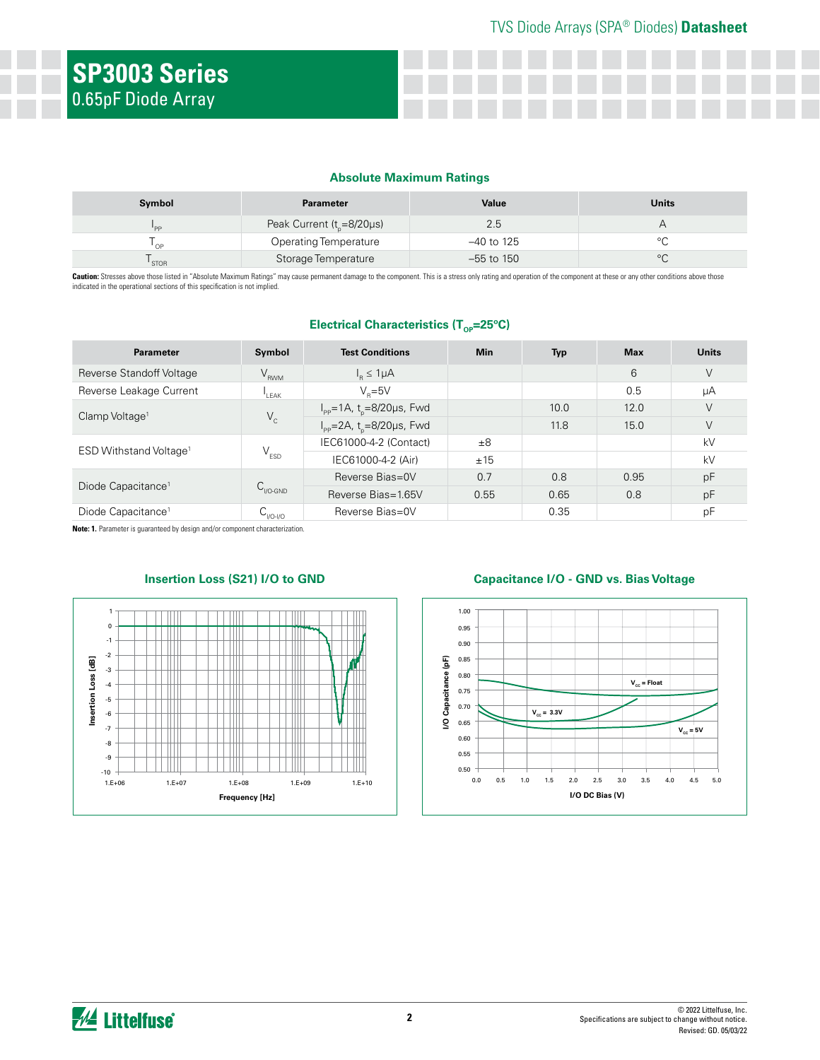# SP3003 Series

0.65pF Diode Array

## Absolute Maximum Ratings

| Symbol | Parameter | Value | Units |
|---|---|---|---|
| $I_{PP}$ | Peak Current ($t_p$=8/20μs) | 2.5 | A |
| $T_{OP}$ | Operating Temperature | –40 to 125 | °C |
| $T_{STOR}$ | Storage Temperature | –55 to 150 | °C |

**Caution:** Stresses above those listed in "Absolute Maximum Ratings" may cause permanent damage to the component. This is a stress only rating and operation of the component at these or any other conditions above those indicated in the operational sections of this specification is not implied.

## Electrical Characteristics ($T_{OP}$=25°C)

| Parameter | Symbol | Test Conditions | Min | Typ | Max | Units |
|---|---|---|---|---|---|---|
| Reverse Standoff Voltage | $V_{RWM}$ | $I_R$ ≤ 1μA | | | 6 | V |
| Reverse Leakage Current | $I_{LEAK}$ | $V_R$=5V | | | 0.5 | μA |
| Clamp Voltage[1] | $V_C$ | $I_{PP}$=1A, $t_p$=8/20μs, Fwd | | 10.0 | 12.0 | V |
| | | $I_{PP}$=2A, $t_p$=8/20μs, Fwd | | 11.8 | 15.0 | V |
| ESD Withstand Voltage[1] | $V_{ESD}$ | IEC61000-4-2 (Contact) | ±8 | | | kV |
| | | IEC61000-4-2 (Air) | ±15 | | | kV |
| Diode Capacitance[1] | $C_{I/O\text{-}GND}$ | Reverse Bias=0V | 0.7 | 0.8 | 0.95 | pF |
| | | Reverse Bias=1.65V | 0.55 | 0.65 | 0.8 | pF |
| Diode Capacitance[1] | $C_{I/O\text{-}I/O}$ | Reverse Bias=0V | | 0.35 | | pF |

**Note: 1.** Parameter is guaranteed by design and/or component characterization.

## Insertion Loss (S21) I/O to GND

## Capacitance I/O - GND vs. Bias Voltage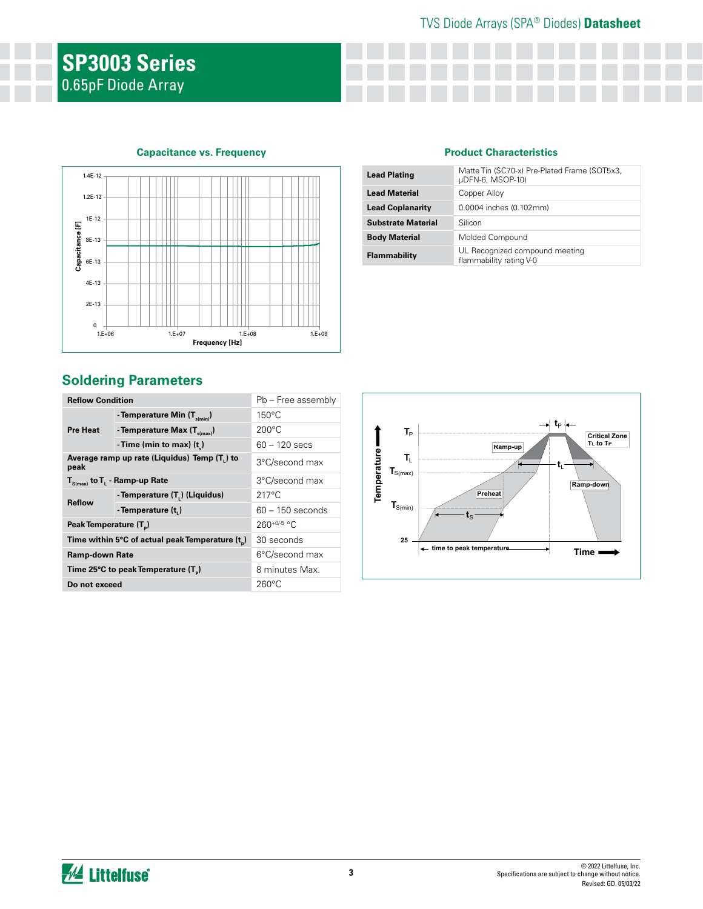# SP3003 Series

0.65pF Diode Array

### Capacitance vs. Frequency

### Product Characteristics

| Lead Plating | Matte Tin (SC70-x) Pre-Plated Frame (SOT5x3, µDFN-6, MSOP-10) |
|---|---|
| Lead Material | Copper Alloy |
| Lead Coplanarity | 0.0004 inches (0.102mm) |
| Substrate Material | Silicon |
| Body Material | Molded Compound |
| Flammability | UL Recognized compound meeting flammability rating V-0 |

## Soldering Parameters

| Reflow Condition | | Pb – Free assembly |
|---|---|---|
| Pre Heat | - Temperature Min ($T_{s(min)}$) | 150°C |
| | - Temperature Max ($T_{s(max)}$) | 200°C |
| | - Time (min to max) ($t_s$) | 60 – 120 secs |
| Average ramp up rate (Liquidus) Temp ($T_L$) to peak | | 3°C/second max |
| $T_{S(max)}$ to $T_L$ - Ramp-up Rate | | 3°C/second max |
| Reflow | - Temperature ($T_L$) (Liquidus) | 217°C |
| | - Temperature ($t_L$) | 60 – 150 seconds |
| Peak Temperature ($T_P$) | | $260^{+0/-5}$ °C |
| Time within 5°C of actual peak Temperature ($t_p$) | | 30 seconds |
| Ramp-down Rate | | 6°C/second max |
| Time 25°C to peak Temperature ($T_P$) | | 8 minutes Max. |
| Do not exceed | | 260°C |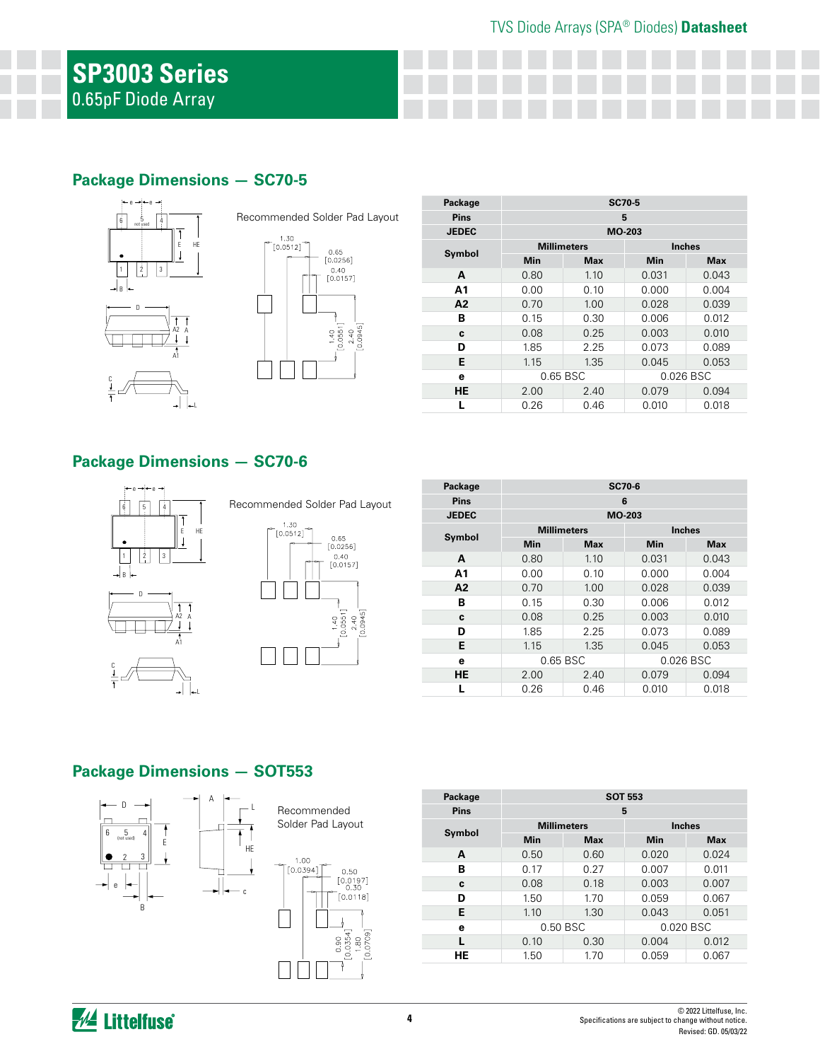# SP3003 Series

0.65pF Diode Array

## Package Dimensions — SC70-5

Recommended Solder Pad Layout

| Package | SC70-5 | | | |
|---|---|---|---|---|
| Pins | 5 | | | |
| JEDEC | MO-203 | | | |
| Symbol | Millimeters | | Inches | |
| | Min | Max | Min | Max |
| A | 0.80 | 1.10 | 0.031 | 0.043 |
| A1 | 0.00 | 0.10 | 0.000 | 0.004 |
| A2 | 0.70 | 1.00 | 0.028 | 0.039 |
| B | 0.15 | 0.30 | 0.006 | 0.012 |
| c | 0.08 | 0.25 | 0.003 | 0.010 |
| D | 1.85 | 2.25 | 0.073 | 0.089 |
| E | 1.15 | 1.35 | 0.045 | 0.053 |
| e | 0.65 BSC | | 0.026 BSC | |
| HE | 2.00 | 2.40 | 0.079 | 0.094 |
| L | 0.26 | 0.46 | 0.010 | 0.018 |

## Package Dimensions — SC70-6

Recommended Solder Pad Layout

| Package | SC70-6 | | | |
|---|---|---|---|---|
| Pins | 6 | | | |
| JEDEC | MO-203 | | | |
| Symbol | Millimeters | | Inches | |
| | Min | Max | Min | Max |
| A | 0.80 | 1.10 | 0.031 | 0.043 |
| A1 | 0.00 | 0.10 | 0.000 | 0.004 |
| A2 | 0.70 | 1.00 | 0.028 | 0.039 |
| B | 0.15 | 0.30 | 0.006 | 0.012 |
| c | 0.08 | 0.25 | 0.003 | 0.010 |
| D | 1.85 | 2.25 | 0.073 | 0.089 |
| E | 1.15 | 1.35 | 0.045 | 0.053 |
| e | 0.65 BSC | | 0.026 BSC | |
| HE | 2.00 | 2.40 | 0.079 | 0.094 |
| L | 0.26 | 0.46 | 0.010 | 0.018 |

## Package Dimensions — SOT553

Recommended Solder Pad Layout

| Package | SOT 553 | | | |
|---|---|---|---|---|
| Pins | 5 | | | |
| Symbol | Millimeters | | Inches | |
| | Min | Max | Min | Max |
| A | 0.50 | 0.60 | 0.020 | 0.024 |
| B | 0.17 | 0.27 | 0.007 | 0.011 |
| c | 0.08 | 0.18 | 0.003 | 0.007 |
| D | 1.50 | 1.70 | 0.059 | 0.067 |
| E | 1.10 | 1.30 | 0.043 | 0.051 |
| e | 0.50 BSC | | 0.020 BSC | |
| L | 0.10 | 0.30 | 0.004 | 0.012 |
| HE | 1.50 | 1.70 | 0.059 | 0.067 |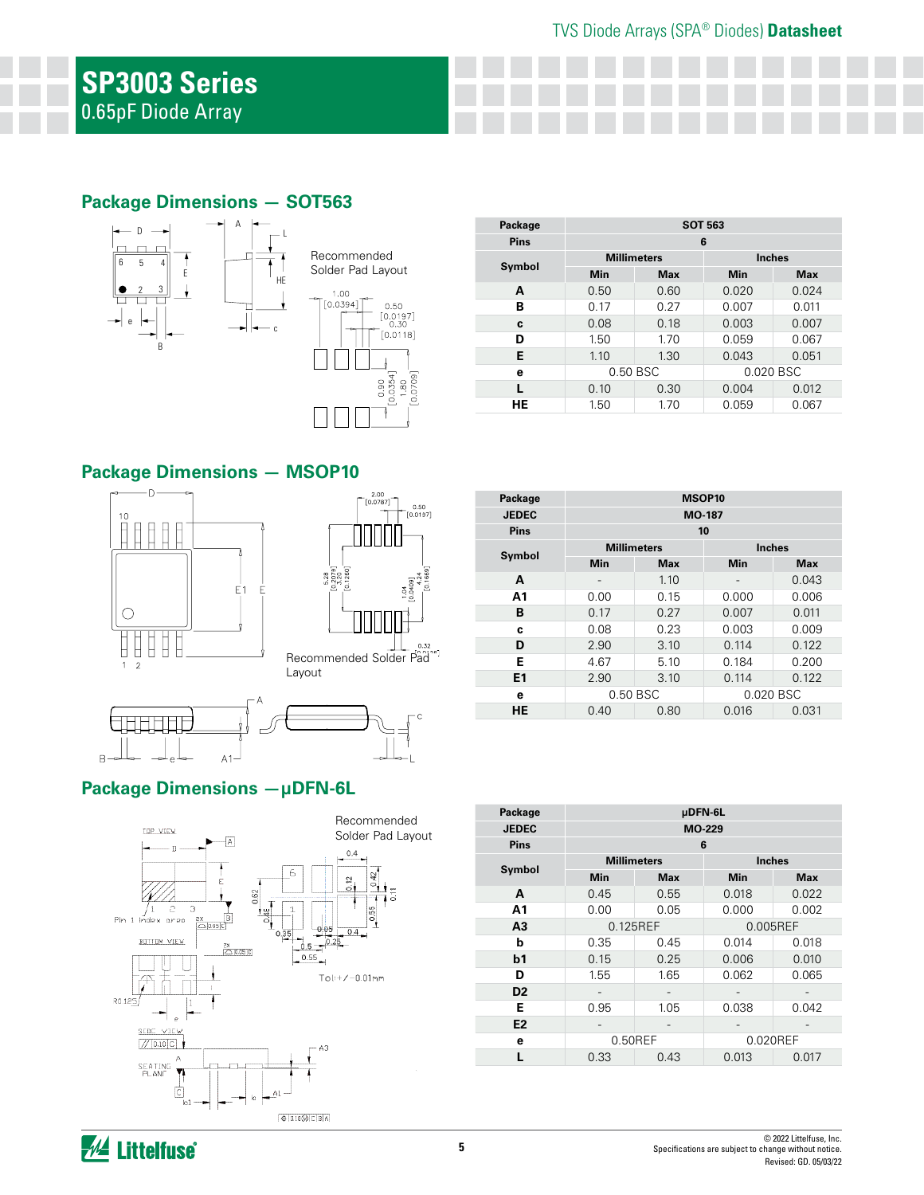## Package Dimensions — SOT563

Recommended Solder Pad Layout

| Package | SOT 563 | | | |
|---|---|---|---|---|
| Pins | 6 | | | |
| Symbol | Millimeters | | Inches | |
| | Min | Max | Min | Max |
| A | 0.50 | 0.60 | 0.020 | 0.024 |
| B | 0.17 | 0.27 | 0.007 | 0.011 |
| c | 0.08 | 0.18 | 0.003 | 0.007 |
| D | 1.50 | 1.70 | 0.059 | 0.067 |
| E | 1.10 | 1.30 | 0.043 | 0.051 |
| e | 0.50 BSC | | 0.020 BSC | |
| L | 0.10 | 0.30 | 0.004 | 0.012 |
| HE | 1.50 | 1.70 | 0.059 | 0.067 |

## Package Dimensions — MSOP10

Recommended Solder Pad Layout

| Package | MSOP10 | | | |
|---|---|---|---|---|
| JEDEC | MO-187 | | | |
| Pins | 10 | | | |
| Symbol | Millimeters | | Inches | |
| | Min | Max | Min | Max |
| A | - | 1.10 | - | 0.043 |
| A1 | 0.00 | 0.15 | 0.000 | 0.006 |
| B | 0.17 | 0.27 | 0.007 | 0.011 |
| c | 0.08 | 0.23 | 0.003 | 0.009 |
| D | 2.90 | 3.10 | 0.114 | 0.122 |
| E | 4.67 | 5.10 | 0.184 | 0.200 |
| E1 | 2.90 | 3.10 | 0.114 | 0.122 |
| e | 0.50 BSC | | 0.020 BSC | |
| HE | 0.40 | 0.80 | 0.016 | 0.031 |

## Package Dimensions —µDFN-6L

Recommended Solder Pad Layout

Tol:+/−0.01mm

| Package | µDFN-6L | | | |
|---|---|---|---|---|
| JEDEC | MO-229 | | | |
| Pins | 6 | | | |
| Symbol | Millimeters | | Inches | |
| | Min | Max | Min | Max |
| A | 0.45 | 0.55 | 0.018 | 0.022 |
| A1 | 0.00 | 0.05 | 0.000 | 0.002 |
| A3 | 0.125REF | | 0.005REF | |
| b | 0.35 | 0.45 | 0.014 | 0.018 |
| b1 | 0.15 | 0.25 | 0.006 | 0.010 |
| D | 1.55 | 1.65 | 0.062 | 0.065 |
| D2 | - | - | - | - |
| E | 0.95 | 1.05 | 0.038 | 0.042 |
| E2 | - | - | - | - |
| e | 0.50REF | | 0.020REF | |
| L | 0.33 | 0.43 | 0.013 | 0.017 |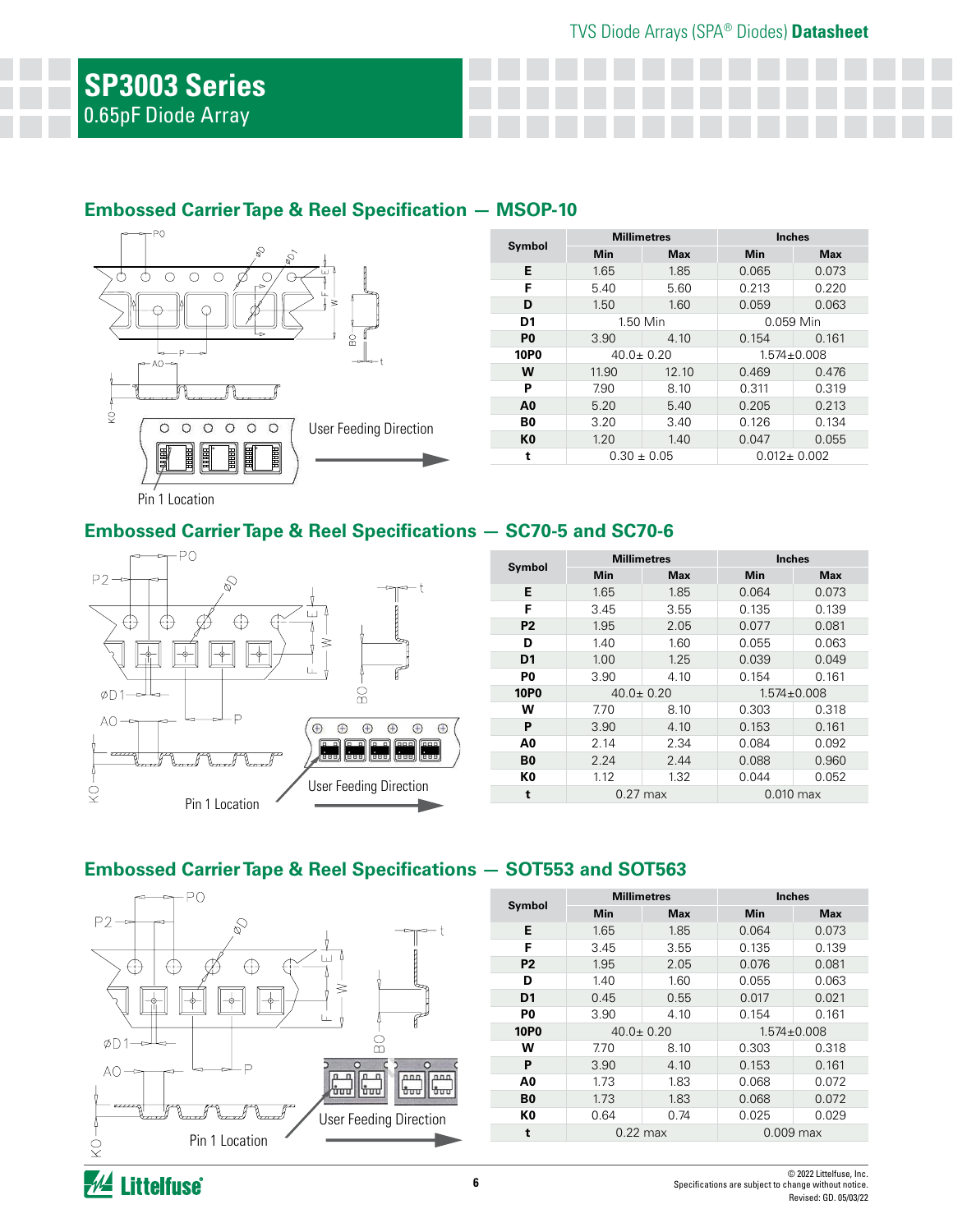# SP3003 Series
0.65pF Diode Array

## Embossed Carrier Tape & Reel Specification — MSOP-10

User Feeding Direction

Pin 1 Location

| Symbol | Millimetres | | Inches | |
|---|---|---|---|---|
| | Min | Max | Min | Max |
| E | 1.65 | 1.85 | 0.065 | 0.073 |
| F | 5.40 | 5.60 | 0.213 | 0.220 |
| D | 1.50 | 1.60 | 0.059 | 0.063 |
| D1 | 1.50 Min | | 0.059 Min | |
| P0 | 3.90 | 4.10 | 0.154 | 0.161 |
| 10P0 | 40.0± 0.20 | | 1.574±0.008 | |
| W | 11.90 | 12.10 | 0.469 | 0.476 |
| P | 7.90 | 8.10 | 0.311 | 0.319 |
| A0 | 5.20 | 5.40 | 0.205 | 0.213 |
| B0 | 3.20 | 3.40 | 0.126 | 0.134 |
| K0 | 1.20 | 1.40 | 0.047 | 0.055 |
| t | 0.30 ± 0.05 | | 0.012± 0.002 | |

## Embossed Carrier Tape & Reel Specifications — SC70-5 and SC70-6

User Feeding Direction

Pin 1 Location

| Symbol | Millimetres | | Inches | |
|---|---|---|---|---|
| | Min | Max | Min | Max |
| E | 1.65 | 1.85 | 0.064 | 0.073 |
| F | 3.45 | 3.55 | 0.135 | 0.139 |
| P2 | 1.95 | 2.05 | 0.077 | 0.081 |
| D | 1.40 | 1.60 | 0.055 | 0.063 |
| D1 | 1.00 | 1.25 | 0.039 | 0.049 |
| P0 | 3.90 | 4.10 | 0.154 | 0.161 |
| 10P0 | 40.0± 0.20 | | 1.574±0.008 | |
| W | 7.70 | 8.10 | 0.303 | 0.318 |
| P | 3.90 | 4.10 | 0.153 | 0.161 |
| A0 | 2.14 | 2.34 | 0.084 | 0.092 |
| B0 | 2.24 | 2.44 | 0.088 | 0.960 |
| K0 | 1.12 | 1.32 | 0.044 | 0.052 |
| t | 0.27 max | | 0.010 max | |

## Embossed Carrier Tape & Reel Specifications — SOT553 and SOT563

User Feeding Direction

Pin 1 Location

| Symbol | Millimetres | | Inches | |
|---|---|---|---|---|
| | Min | Max | Min | Max |
| E | 1.65 | 1.85 | 0.064 | 0.073 |
| F | 3.45 | 3.55 | 0.135 | 0.139 |
| P2 | 1.95 | 2.05 | 0.076 | 0.081 |
| D | 1.40 | 1.60 | 0.055 | 0.063 |
| D1 | 0.45 | 0.55 | 0.017 | 0.021 |
| P0 | 3.90 | 4.10 | 0.154 | 0.161 |
| 10P0 | 40.0± 0.20 | | 1.574±0.008 | |
| W | 7.70 | 8.10 | 0.303 | 0.318 |
| P | 3.90 | 4.10 | 0.153 | 0.161 |
| A0 | 1.73 | 1.83 | 0.068 | 0.072 |
| B0 | 1.73 | 1.83 | 0.068 | 0.072 |
| K0 | 0.64 | 0.74 | 0.025 | 0.029 |
| t | 0.22 max | | 0.009 max | |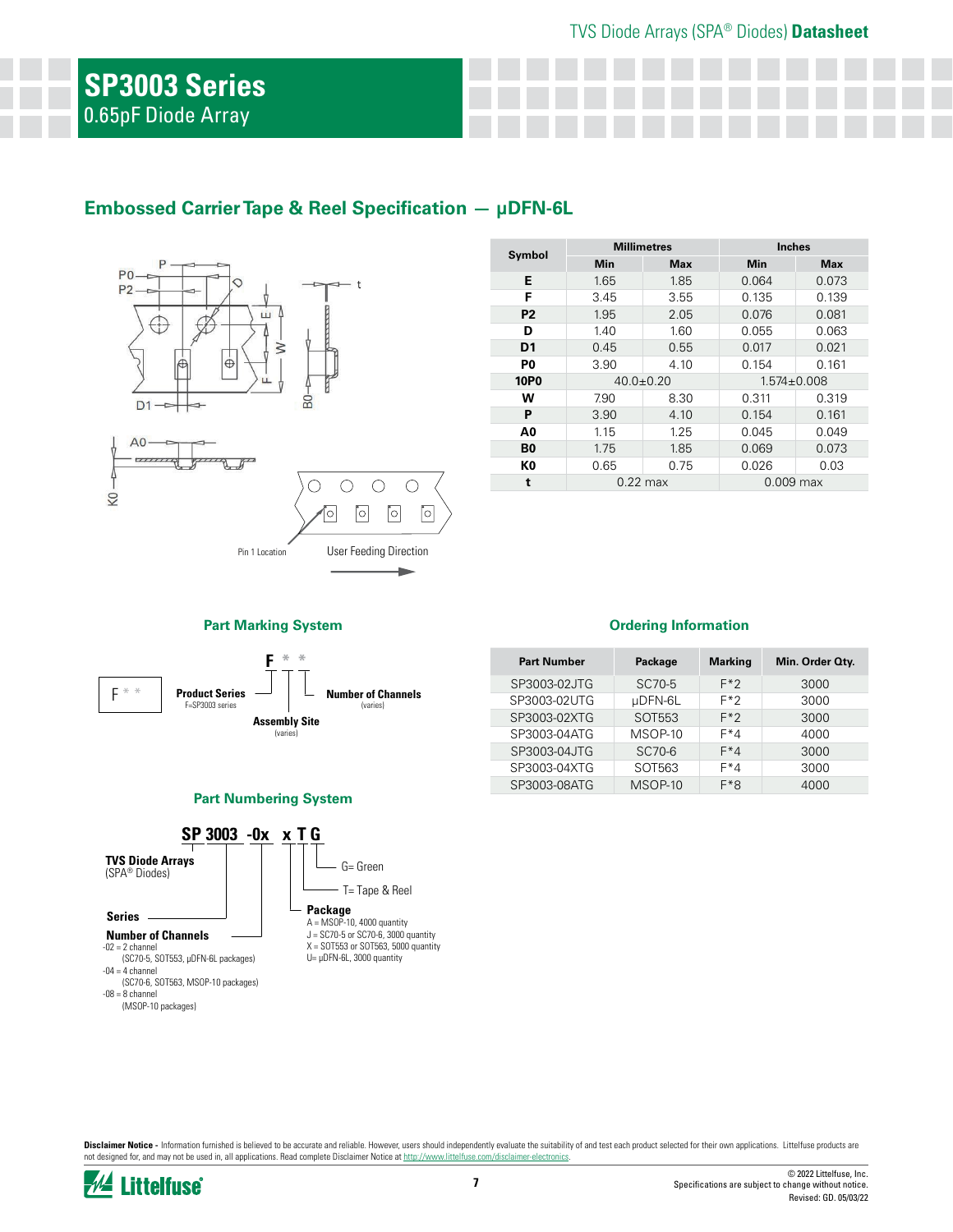# SP3003 Series

0.65pF Diode Array

## Embossed Carrier Tape & Reel Specification — µDFN-6L

P0
P2
P
D
E
W
F
D1
B0
t
A0
K0

Pin 1 Location

User Feeding Direction

| Symbol | Millimetres | | Inches | |
|---|---|---|---|---|
| | Min | Max | Min | Max |
| E | 1.65 | 1.85 | 0.064 | 0.073 |
| F | 3.45 | 3.55 | 0.135 | 0.139 |
| P2 | 1.95 | 2.05 | 0.076 | 0.081 |
| D | 1.40 | 1.60 | 0.055 | 0.063 |
| D1 | 0.45 | 0.55 | 0.017 | 0.021 |
| P0 | 3.90 | 4.10 | 0.154 | 0.161 |
| 10P0 | 40.0±0.20 | | 1.574±0.008 | |
| W | 7.90 | 8.30 | 0.311 | 0.319 |
| P | 3.90 | 4.10 | 0.154 | 0.161 |
| A0 | 1.15 | 1.25 | 0.045 | 0.049 |
| B0 | 1.75 | 1.85 | 0.069 | 0.073 |
| K0 | 0.65 | 0.75 | 0.026 | 0.03 |
| t | 0.22 max | | 0.009 max | |

### Part Marking System

F * *

F * *

**Product Series** F=SP3003 series

**Assembly Site** (varies)

**Number of Channels** (varies)

### Ordering Information

| Part Number | Package | Marking | Min. Order Qty. |
|---|---|---|---|
| SP3003-02JTG | SC70-5 | F*2 | 3000 |
| SP3003-02UTG | µDFN-6L | F*2 | 3000 |
| SP3003-02XTG | SOT553 | F*2 | 3000 |
| SP3003-04ATG | MSOP-10 | F*4 | 4000 |
| SP3003-04JTG | SC70-6 | F*4 | 3000 |
| SP3003-04XTG | SOT563 | F*4 | 3000 |
| SP3003-08ATG | MSOP-10 | F*8 | 4000 |

### Part Numbering System

**SP 3003 -0x x T G**

**TVS Diode Arrays** (SPA® Diodes)

**Series**

**Number of Channels**
- -02 = 2 channel (SC70-5, SOT553, µDFN-6L packages)
- -04 = 4 channel (SC70-6, SOT563, MSOP-10 packages)
- -08 = 8 channel (MSOP-10 packages)

G= Green

T= Tape & Reel

**Package**
- A = MSOP-10, 4000 quantity
- J = SC70-5 or SC70-6, 3000 quantity
- X = SOT553 or SOT563, 5000 quantity
- U= µDFN-6L, 3000 quantity

**Disclaimer Notice -** Information furnished is believed to be accurate and reliable. However, users should independently evaluate the suitability of and test each product selected for their own applications. Littelfuse products are not designed for, and may not be used in, all applications. Read complete Disclaimer Notice at http://www.littelfuse.com/disclaimer-electronics.

© 2022 Littelfuse, Inc.
Specifications are subject to change without notice.
Revised: GD. 05/03/22